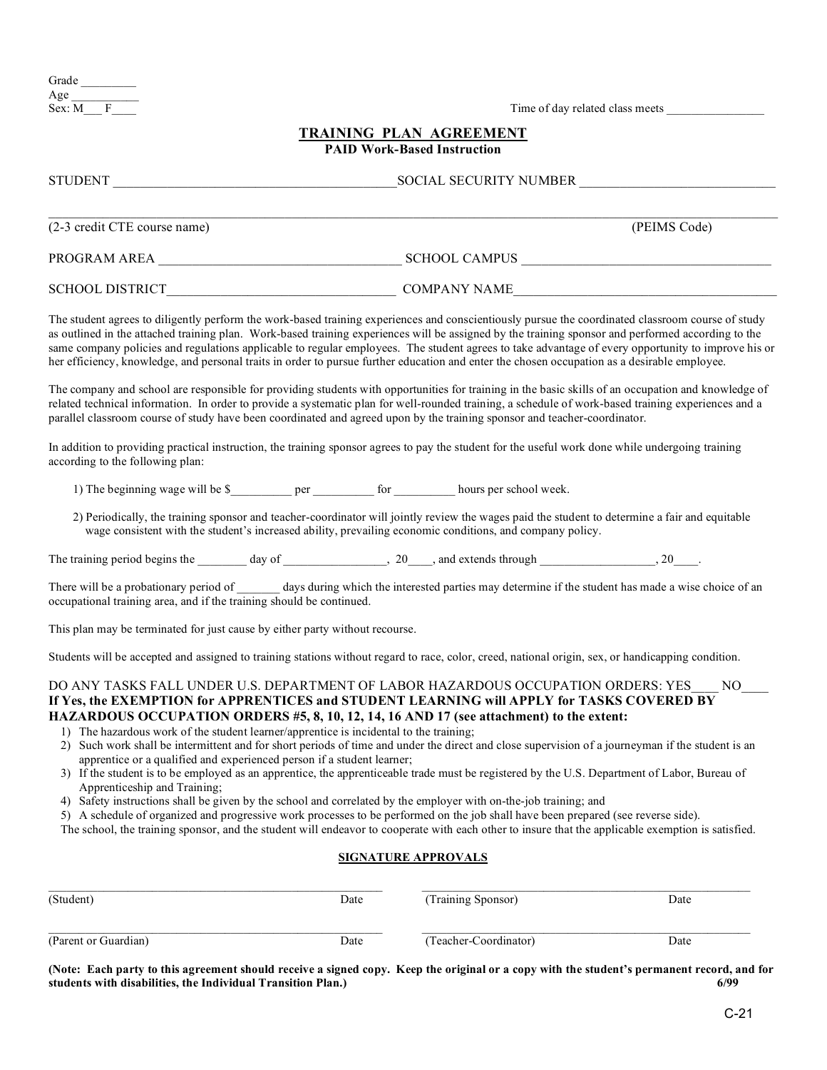Grade _________
Age ___________
Sex: M___ F____

Time of day related class meets _______________

## TRAINING PLAN AGREEMENT

**PAID Work-Based Instruction**

STUDENT _________________________________________ SOCIAL SECURITY NUMBER _____________________________

_____________________________________________________________________________________________________

(2-3 credit CTE course name) (PEIMS Code)

PROGRAM AREA ___________________________________ SCHOOL CAMPUS _____________________________________

SCHOOL DISTRICT_________________________________ COMPANY NAME_______________________________________

The student agrees to diligently perform the work-based training experiences and conscientiously pursue the coordinated classroom course of study as outlined in the attached training plan. Work-based training experiences will be assigned by the training sponsor and performed according to the same company policies and regulations applicable to regular employees. The student agrees to take advantage of every opportunity to improve his or her efficiency, knowledge, and personal traits in order to pursue further education and enter the chosen occupation as a desirable employee.

The company and school are responsible for providing students with opportunities for training in the basic skills of an occupation and knowledge of related technical information. In order to provide a systematic plan for well-rounded training, a schedule of work-based training experiences and a parallel classroom course of study have been coordinated and agreed upon by the training sponsor and teacher-coordinator.

In addition to providing practical instruction, the training sponsor agrees to pay the student for the useful work done while undergoing training according to the following plan:

1) The beginning wage will be $__________ per __________ for __________ hours per school week.

2) Periodically, the training sponsor and teacher-coordinator will jointly review the wages paid the student to determine a fair and equitable wage consistent with the student's increased ability, prevailing economic conditions, and company policy.

The training period begins the ________ day of ________________, 20____, and extends through __________________, 20____.

There will be a probationary period of _______ days during which the interested parties may determine if the student has made a wise choice of an occupational training area, and if the training should be continued.

This plan may be terminated for just cause by either party without recourse.

Students will be accepted and assigned to training stations without regard to race, color, creed, national origin, sex, or handicapping condition.

DO ANY TASKS FALL UNDER U.S. DEPARTMENT OF LABOR HAZARDOUS OCCUPATION ORDERS: YES____ NO____

**If Yes, the EXEMPTION for APPRENTICES and STUDENT LEARNING will APPLY for TASKS COVERED BY HAZARDOUS OCCUPATION ORDERS #5, 8, 10, 12, 14, 16 AND 17 (see attachment) to the extent:**

1) The hazardous work of the student learner/apprentice is incidental to the training;
2) Such work shall be intermittent and for short periods of time and under the direct and close supervision of a journeyman if the student is an apprentice or a qualified and experienced person if a student learner;
3) If the student is to be employed as an apprentice, the apprenticeable trade must be registered by the U.S. Department of Labor, Bureau of Apprenticeship and Training;
4) Safety instructions shall be given by the school and correlated by the employer with on-the-job training; and
5) A schedule of organized and progressive work processes to be performed on the job shall have been prepared (see reverse side).

The school, the training sponsor, and the student will endeavor to cooperate with each other to insure that the applicable exemption is satisfied.

**SIGNATURE APPROVALS**

_______________________________________________ ____________________________________________

(Student) Date (Training Sponsor) Date

_______________________________________________ ____________________________________________

(Parent or Guardian) Date (Teacher-Coordinator) Date

**(Note: Each party to this agreement should receive a signed copy. Keep the original or a copy with the student's permanent record, and for students with disabilities, the Individual Transition Plan.)** 6/99

C-21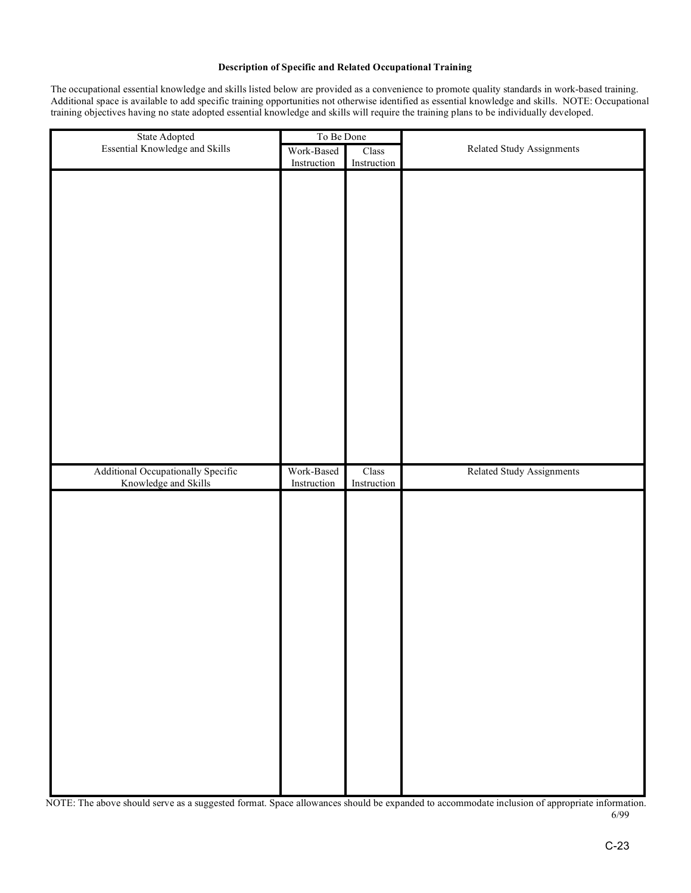**Description of Specific and Related Occupational Training**

The occupational essential knowledge and skills listed below are provided as a convenience to promote quality standards in work-based training. Additional space is available to add specific training opportunities not otherwise identified as essential knowledge and skills. NOTE: Occupational training objectives having no state adopted essential knowledge and skills will require the training plans to be individually developed.

| State Adopted Essential Knowledge and Skills | To Be Done | | Related Study Assignments |
|---|---|---|---|
| | Work-Based Instruction | Class Instruction | |
| | | | |
| **Additional Occupationally Specific Knowledge and Skills** | **Work-Based Instruction** | **Class Instruction** | **Related Study Assignments** |
| | | | |

NOTE: The above should serve as a suggested format. Space allowances should be expanded to accommodate inclusion of appropriate information.

6/99